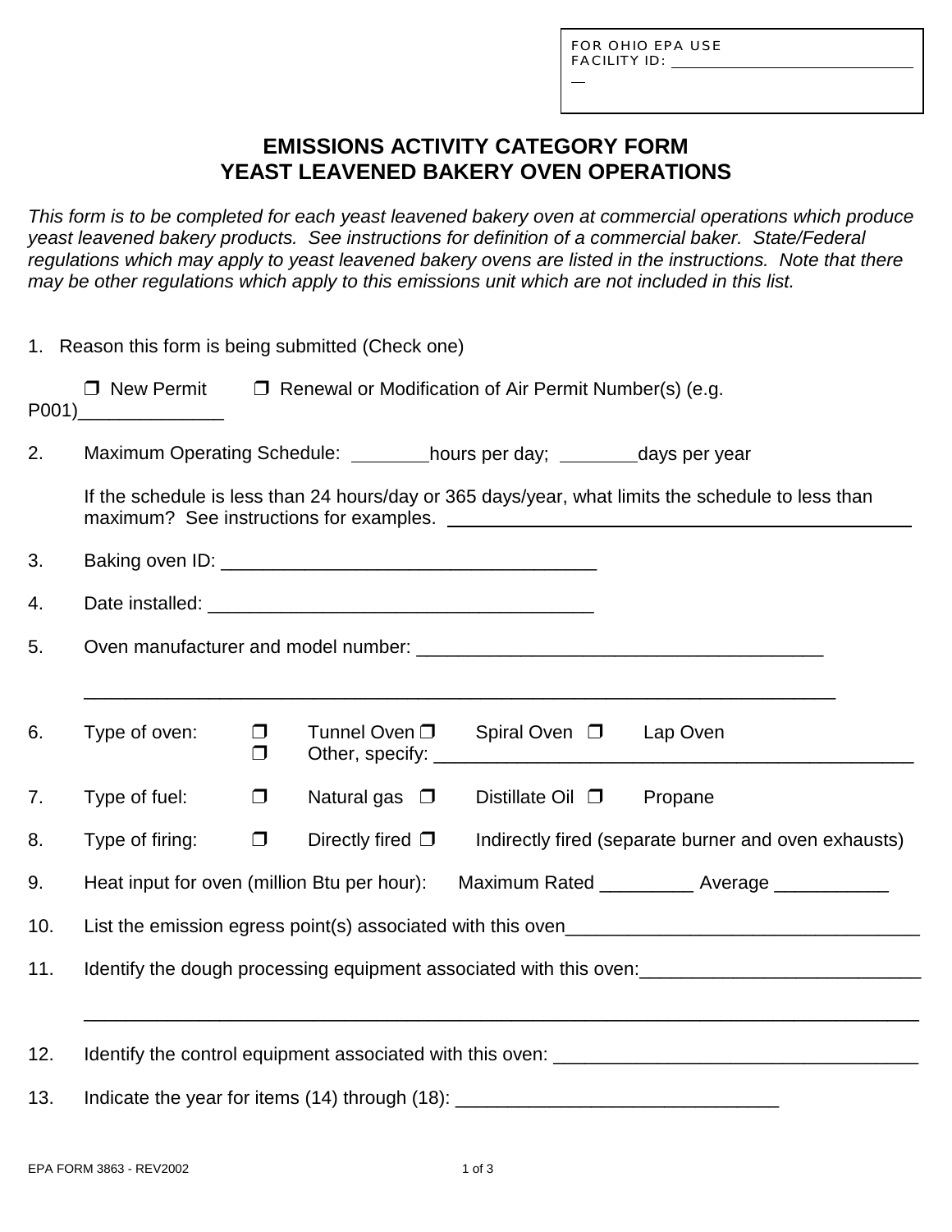FOR OHIO EPA USE
FACILITY ID: ______________________________

# EMISSIONS ACTIVITY CATEGORY FORM
# YEAST LEAVENED BAKERY OVEN OPERATIONS

*This form is to be completed for each yeast leavened bakery oven at commercial operations which produce yeast leavened bakery products. See instructions for definition of a commercial baker. State/Federal regulations which may apply to yeast leavened bakery ovens are listed in the instructions. Note that there may be other regulations which apply to this emissions unit which are not included in this list.*

1. Reason this form is being submitted (Check one)

   ❒ New Permit ❒ Renewal or Modification of Air Permit Number(s) (e.g. P001)______________

2. Maximum Operating Schedule: ________hours per day; ________days per year

   If the schedule is less than 24 hours/day or 365 days/year, what limits the schedule to less than maximum? See instructions for examples. ________________________________________________

3. Baking oven ID: ____________________________________

4. Date installed: _____________________________________

5. Oven manufacturer and model number: _______________________________________

   _________________________________________________________________________

6. Type of oven: ❒ Tunnel Oven ❒ Spiral Oven ❒ Lap Oven
   ❒ Other, specify: _______________________________________________

7. Type of fuel: ❒ Natural gas ❒ Distillate Oil ❒ Propane

8. Type of firing: ❒ Directly fired ❒ Indirectly fired (separate burner and oven exhausts)

9. Heat input for oven (million Btu per hour): Maximum Rated _________ Average ___________

10. List the emission egress point(s) associated with this oven__________________________________

11. Identify the dough processing equipment associated with this oven:__________________________

    ___________________________________________________________________________________

12. Identify the control equipment associated with this oven: ___________________________________

13. Indicate the year for items (14) through (18): _______________________________

EPA FORM 3863 - REV2002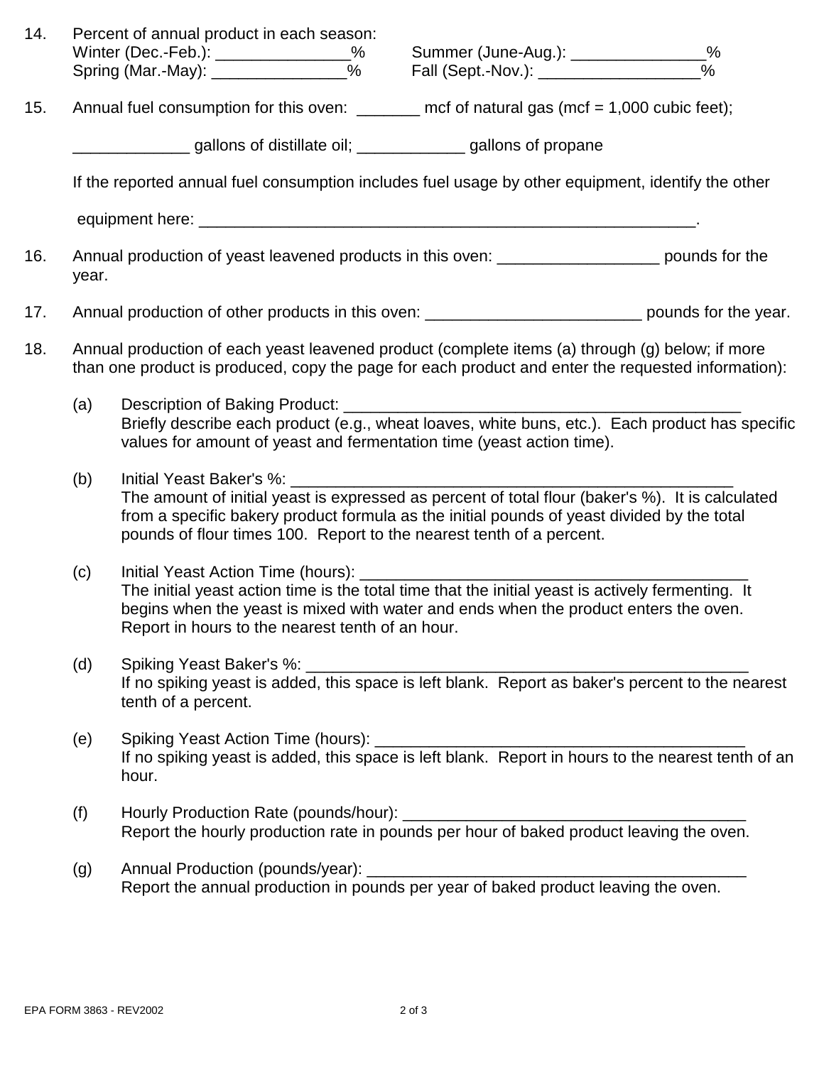14. Percent of annual product in each season:
    Winter (Dec.-Feb.): _______________%  Summer (June-Aug.): _______________%
    Spring (Mar.-May): _______________%  Fall (Sept.-Nov.): __________________%

15. Annual fuel consumption for this oven: _______ mcf of natural gas (mcf = 1,000 cubic feet);

    _____________ gallons of distillate oil; ____________ gallons of propane

    If the reported annual fuel consumption includes fuel usage by other equipment, identify the other

    equipment here: ___________________________________________________________.

16. Annual production of yeast leavened products in this oven: __________________ pounds for the year.

17. Annual production of other products in this oven: ________________________ pounds for the year.

18. Annual production of each yeast leavened product (complete items (a) through (g) below; if more than one product is produced, copy the page for each product and enter the requested information):

    (a) Description of Baking Product: _______________________________________________
        Briefly describe each product (e.g., wheat loaves, white buns, etc.). Each product has specific values for amount of yeast and fermentation time (yeast action time).

    (b) Initial Yeast Baker's %: ____________________________________________________
        The amount of initial yeast is expressed as percent of total flour (baker's %). It is calculated from a specific bakery product formula as the initial pounds of yeast divided by the total pounds of flour times 100. Report to the nearest tenth of a percent.

    (c) Initial Yeast Action Time (hours): ____________________________________________
        The initial yeast action time is the total time that the initial yeast is actively fermenting. It begins when the yeast is mixed with water and ends when the product enters the oven. Report in hours to the nearest tenth of an hour.

    (d) Spiking Yeast Baker's %: ____________________________________________________
        If no spiking yeast is added, this space is left blank. Report as baker's percent to the nearest tenth of a percent.

    (e) Spiking Yeast Action Time (hours): ___________________________________________
        If no spiking yeast is added, this space is left blank. Report in hours to the nearest tenth of an hour.

    (f) Hourly Production Rate (pounds/hour): ________________________________________
        Report the hourly production rate in pounds per hour of baked product leaving the oven.

    (g) Annual Production (pounds/year): ____________________________________________
        Report the annual production in pounds per year of baked product leaving the oven.

EPA FORM 3863 - REV2002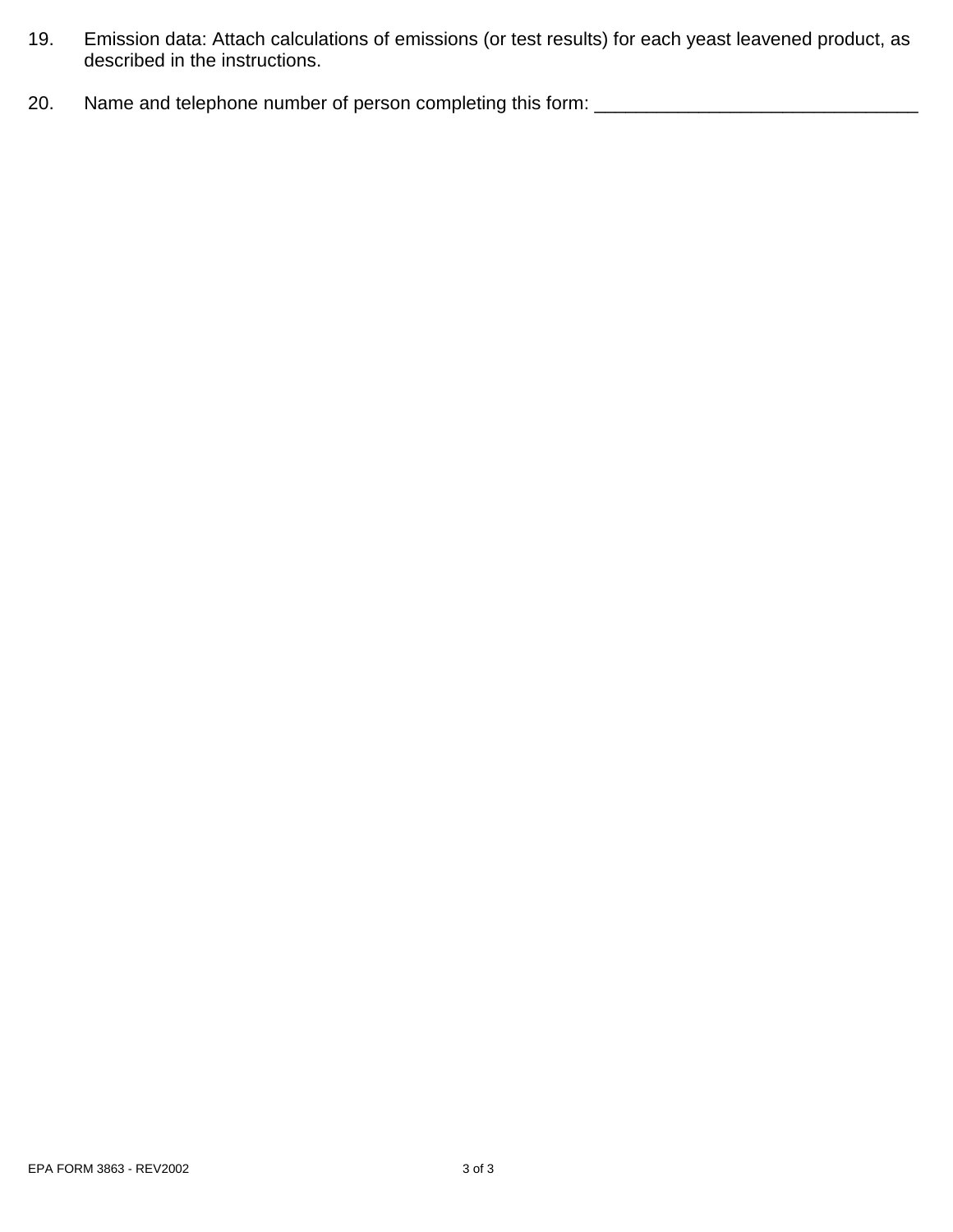19. Emission data: Attach calculations of emissions (or test results) for each yeast leavened product, as described in the instructions.

20. Name and telephone number of person completing this form: _______________________________

EPA FORM 3863 - REV2002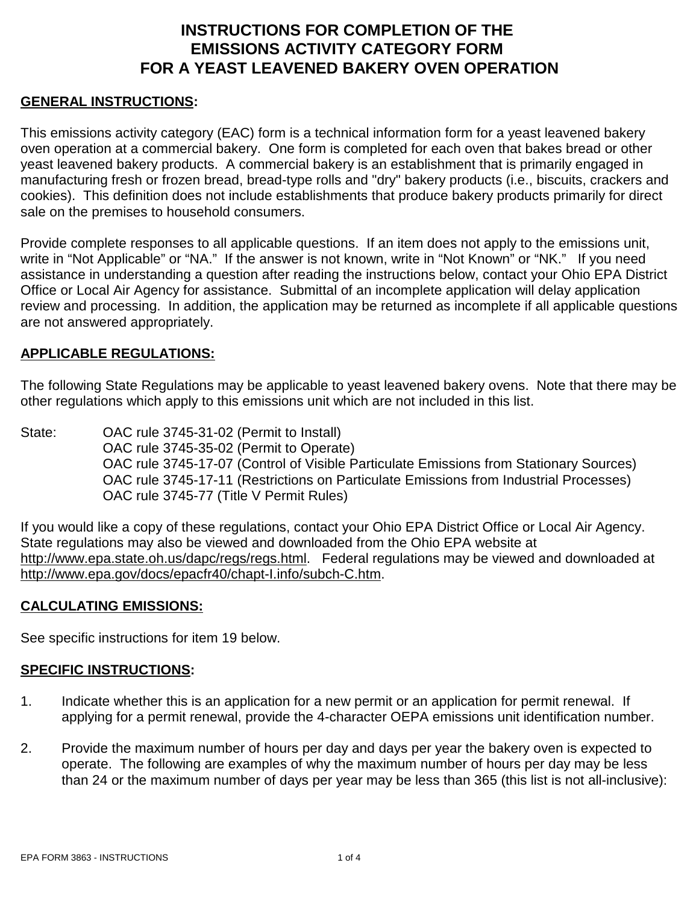# INSTRUCTIONS FOR COMPLETION OF THE EMISSIONS ACTIVITY CATEGORY FORM FOR A YEAST LEAVENED BAKERY OVEN OPERATION

## GENERAL INSTRUCTIONS:

This emissions activity category (EAC) form is a technical information form for a yeast leavened bakery oven operation at a commercial bakery. One form is completed for each oven that bakes bread or other yeast leavened bakery products. A commercial bakery is an establishment that is primarily engaged in manufacturing fresh or frozen bread, bread-type rolls and "dry" bakery products (i.e., biscuits, crackers and cookies). This definition does not include establishments that produce bakery products primarily for direct sale on the premises to household consumers.

Provide complete responses to all applicable questions. If an item does not apply to the emissions unit, write in "Not Applicable" or "NA." If the answer is not known, write in "Not Known" or "NK." If you need assistance in understanding a question after reading the instructions below, contact your Ohio EPA District Office or Local Air Agency for assistance. Submittal of an incomplete application will delay application review and processing. In addition, the application may be returned as incomplete if all applicable questions are not answered appropriately.

## APPLICABLE REGULATIONS:

The following State Regulations may be applicable to yeast leavened bakery ovens. Note that there may be other regulations which apply to this emissions unit which are not included in this list.

State:
- OAC rule 3745-31-02 (Permit to Install)
- OAC rule 3745-35-02 (Permit to Operate)
- OAC rule 3745-17-07 (Control of Visible Particulate Emissions from Stationary Sources)
- OAC rule 3745-17-11 (Restrictions on Particulate Emissions from Industrial Processes)
- OAC rule 3745-77 (Title V Permit Rules)

If you would like a copy of these regulations, contact your Ohio EPA District Office or Local Air Agency. State regulations may also be viewed and downloaded from the Ohio EPA website at http://www.epa.state.oh.us/dapc/regs/regs.html. Federal regulations may be viewed and downloaded at http://www.epa.gov/docs/epacfr40/chapt-I.info/subch-C.htm.

## CALCULATING EMISSIONS:

See specific instructions for item 19 below.

## SPECIFIC INSTRUCTIONS:

1. Indicate whether this is an application for a new permit or an application for permit renewal. If applying for a permit renewal, provide the 4-character OEPA emissions unit identification number.

2. Provide the maximum number of hours per day and days per year the bakery oven is expected to operate. The following are examples of why the maximum number of hours per day may be less than 24 or the maximum number of days per year may be less than 365 (this list is not all-inclusive):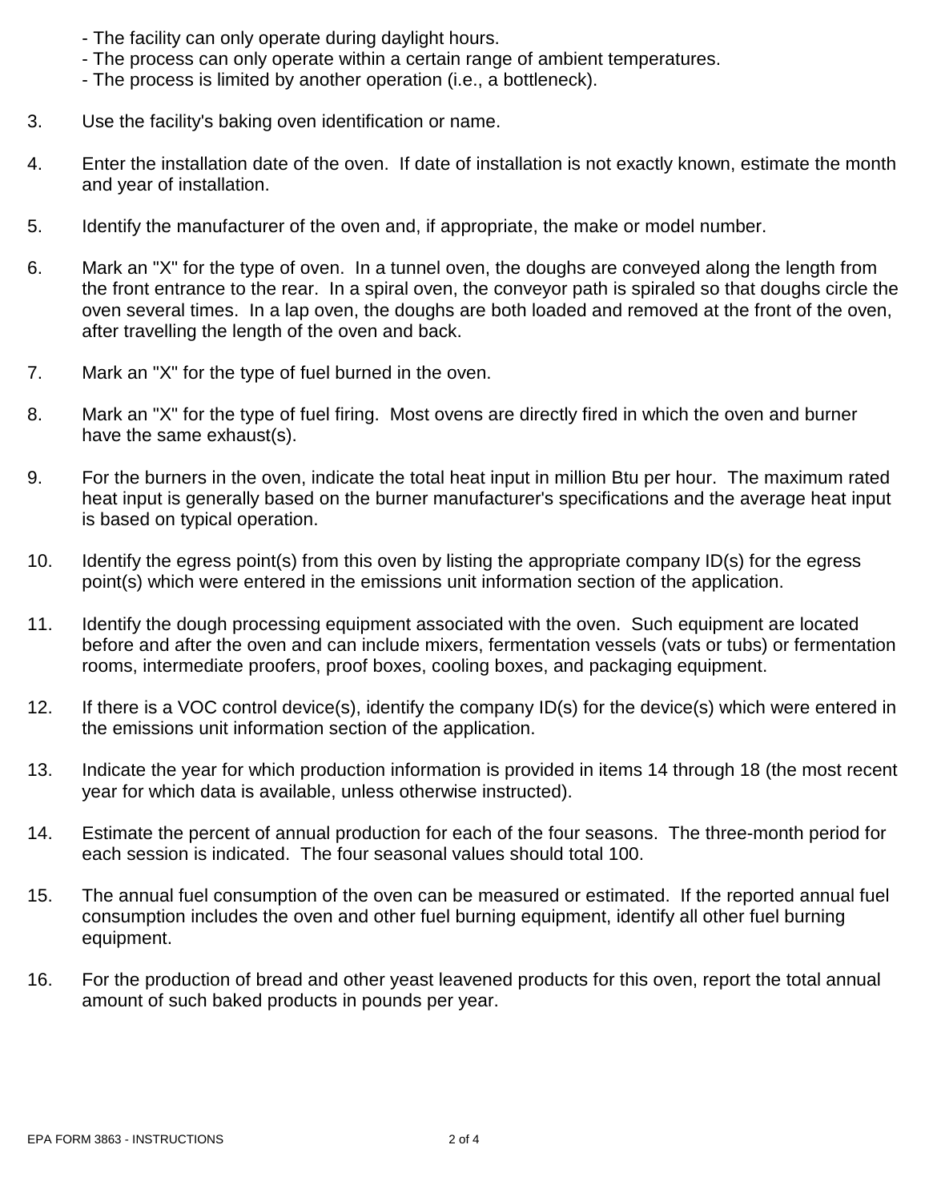- The facility can only operate during daylight hours.
- The process can only operate within a certain range of ambient temperatures.
- The process is limited by another operation (i.e., a bottleneck).

3. Use the facility's baking oven identification or name.

4. Enter the installation date of the oven. If date of installation is not exactly known, estimate the month and year of installation.

5. Identify the manufacturer of the oven and, if appropriate, the make or model number.

6. Mark an "X" for the type of oven. In a tunnel oven, the doughs are conveyed along the length from the front entrance to the rear. In a spiral oven, the conveyor path is spiraled so that doughs circle the oven several times. In a lap oven, the doughs are both loaded and removed at the front of the oven, after travelling the length of the oven and back.

7. Mark an "X" for the type of fuel burned in the oven.

8. Mark an "X" for the type of fuel firing. Most ovens are directly fired in which the oven and burner have the same exhaust(s).

9. For the burners in the oven, indicate the total heat input in million Btu per hour. The maximum rated heat input is generally based on the burner manufacturer's specifications and the average heat input is based on typical operation.

10. Identify the egress point(s) from this oven by listing the appropriate company ID(s) for the egress point(s) which were entered in the emissions unit information section of the application.

11. Identify the dough processing equipment associated with the oven. Such equipment are located before and after the oven and can include mixers, fermentation vessels (vats or tubs) or fermentation rooms, intermediate proofers, proof boxes, cooling boxes, and packaging equipment.

12. If there is a VOC control device(s), identify the company ID(s) for the device(s) which were entered in the emissions unit information section of the application.

13. Indicate the year for which production information is provided in items 14 through 18 (the most recent year for which data is available, unless otherwise instructed).

14. Estimate the percent of annual production for each of the four seasons. The three-month period for each session is indicated. The four seasonal values should total 100.

15. The annual fuel consumption of the oven can be measured or estimated. If the reported annual fuel consumption includes the oven and other fuel burning equipment, identify all other fuel burning equipment.

16. For the production of bread and other yeast leavened products for this oven, report the total annual amount of such baked products in pounds per year.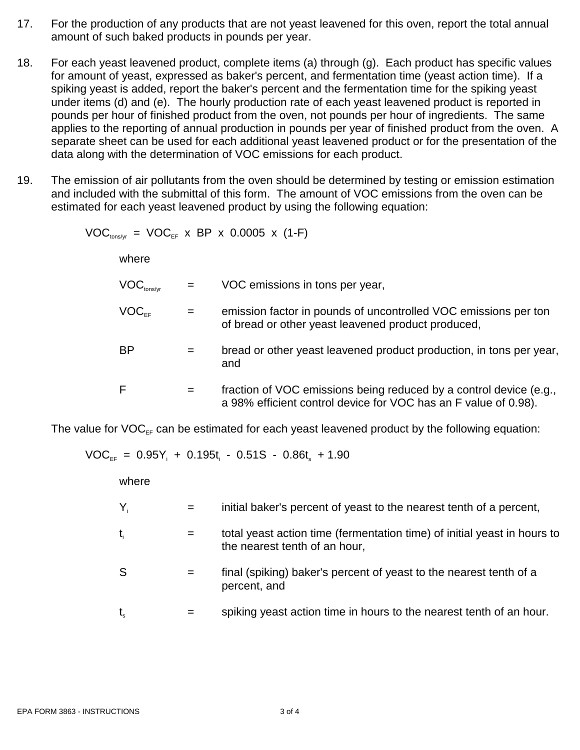17. For the production of any products that are not yeast leavened for this oven, report the total annual amount of such baked products in pounds per year.

18. For each yeast leavened product, complete items (a) through (g). Each product has specific values for amount of yeast, expressed as baker's percent, and fermentation time (yeast action time). If a spiking yeast is added, report the baker's percent and the fermentation time for the spiking yeast under items (d) and (e). The hourly production rate of each yeast leavened product is reported in pounds per hour of finished product from the oven, not pounds per hour of ingredients. The same applies to the reporting of annual production in pounds per year of finished product from the oven. A separate sheet can be used for each additional yeast leavened product or for the presentation of the data along with the determination of VOC emissions for each product.

19. The emission of air pollutants from the oven should be determined by testing or emission estimation and included with the submittal of this form. The amount of VOC emissions from the oven can be estimated for each yeast leavened product by using the following equation:

$$VOC_{tons/yr} = VOC_{EF} \times BP \times 0.0005 \times (1-F)$$

where

$VOC_{tons/yr}$ = VOC emissions in tons per year,

$VOC_{EF}$ = emission factor in pounds of uncontrolled VOC emissions per ton of bread or other yeast leavened product produced,

$BP$ = bread or other yeast leavened product production, in tons per year, and

$F$ = fraction of VOC emissions being reduced by a control device (e.g., a 98% efficient control device for VOC has an F value of 0.98).

The value for $VOC_{EF}$ can be estimated for each yeast leavened product by the following equation:

$$VOC_{EF} = 0.95Y_i + 0.195t_i - 0.51S - 0.86t_s + 1.90$$

where

$Y_i$ = initial baker's percent of yeast to the nearest tenth of a percent,

$t_i$ = total yeast action time (fermentation time) of initial yeast in hours to the nearest tenth of an hour,

$S$ = final (spiking) baker's percent of yeast to the nearest tenth of a percent, and

$t_s$ = spiking yeast action time in hours to the nearest tenth of an hour.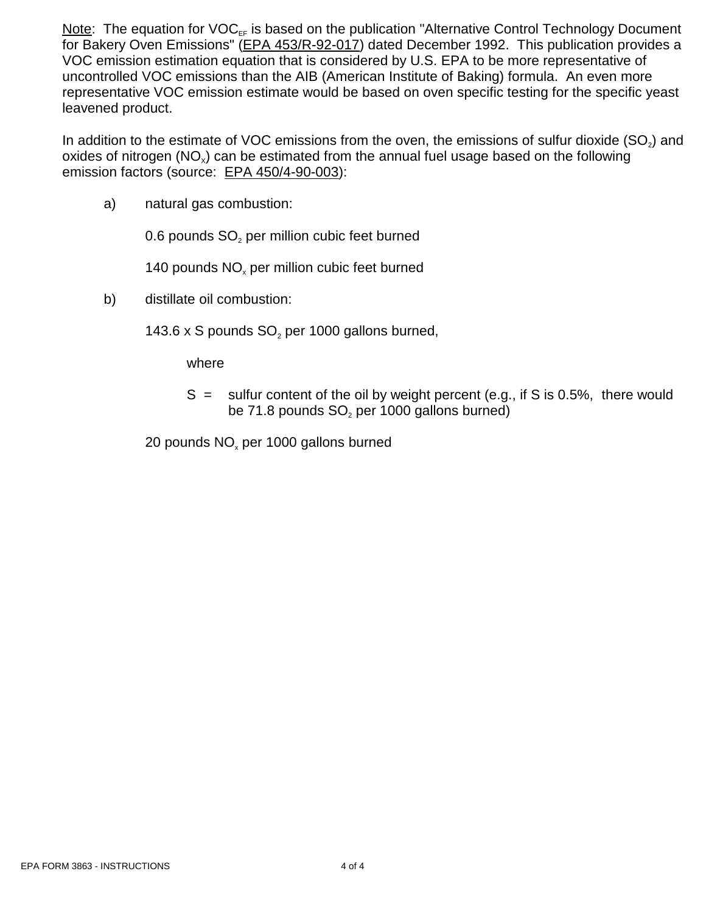Note: The equation for $VOC_{EF}$ is based on the publication "Alternative Control Technology Document for Bakery Oven Emissions" (EPA 453/R-92-017) dated December 1992. This publication provides a VOC emission estimation equation that is considered by U.S. EPA to be more representative of uncontrolled VOC emissions than the AIB (American Institute of Baking) formula. An even more representative VOC emission estimate would be based on oven specific testing for the specific yeast leavened product.

In addition to the estimate of VOC emissions from the oven, the emissions of sulfur dioxide ($SO_2$) and oxides of nitrogen ($NO_X$) can be estimated from the annual fuel usage based on the following emission factors (source: EPA 450/4-90-003):

a) natural gas combustion:

   0.6 pounds $SO_2$ per million cubic feet burned

   140 pounds $NO_x$ per million cubic feet burned

b) distillate oil combustion:

   143.6 x S pounds $SO_2$ per 1000 gallons burned,

   where

   S = sulfur content of the oil by weight percent (e.g., if S is 0.5%, there would be 71.8 pounds $SO_2$ per 1000 gallons burned)

   20 pounds $NO_x$ per 1000 gallons burned